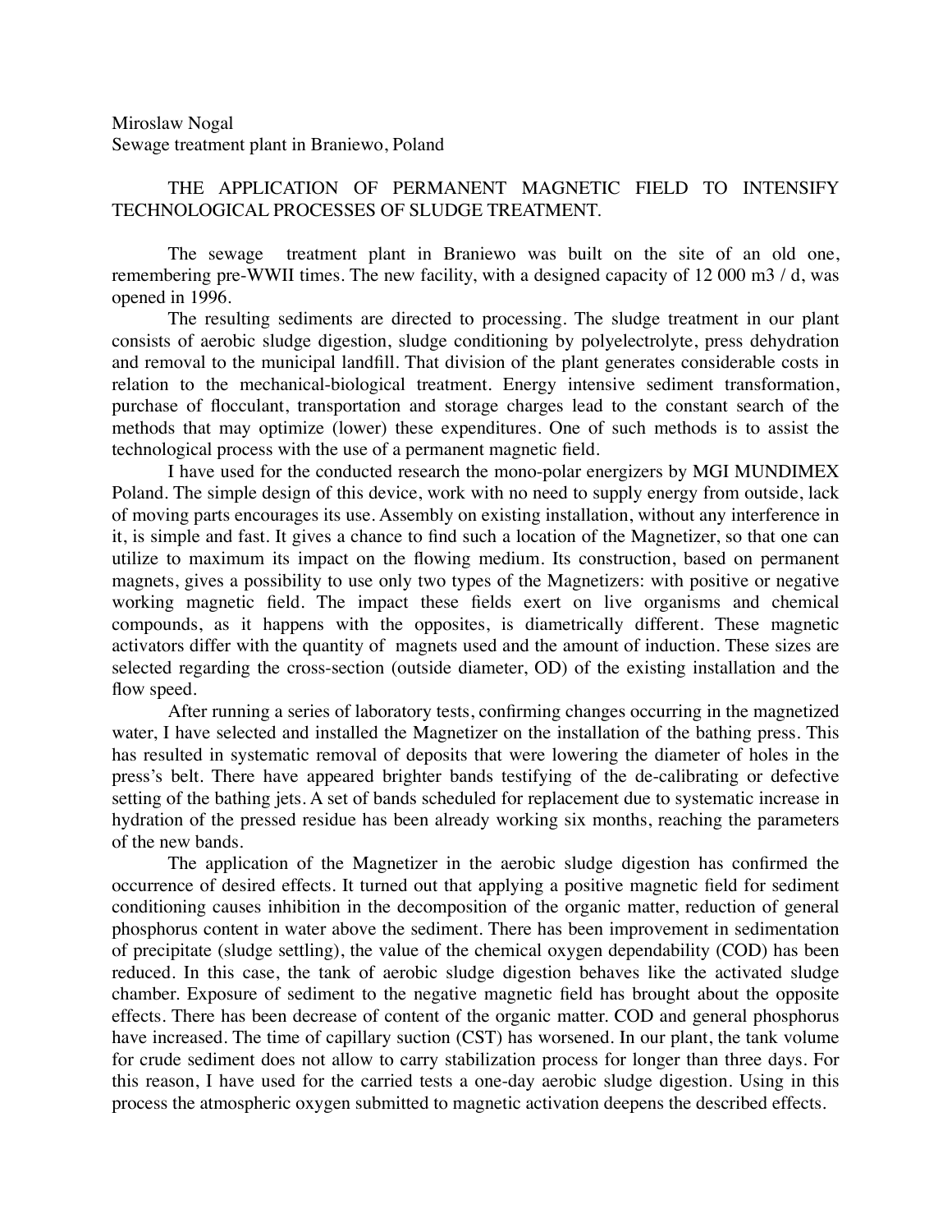Miroslaw Nogal
Sewage treatment plant in Braniewo, Poland

# THE APPLICATION OF PERMANENT MAGNETIC FIELD TO INTENSIFY TECHNOLOGICAL PROCESSES OF SLUDGE TREATMENT.

The sewage treatment plant in Braniewo was built on the site of an old one, remembering pre-WWII times. The new facility, with a designed capacity of 12 000 m3 / d, was opened in 1996.

The resulting sediments are directed to processing. The sludge treatment in our plant consists of aerobic sludge digestion, sludge conditioning by polyelectrolyte, press dehydration and removal to the municipal landfill. That division of the plant generates considerable costs in relation to the mechanical-biological treatment. Energy intensive sediment transformation, purchase of flocculant, transportation and storage charges lead to the constant search of the methods that may optimize (lower) these expenditures. One of such methods is to assist the technological process with the use of a permanent magnetic field.

I have used for the conducted research the mono-polar energizers by MGI MUNDIMEX Poland. The simple design of this device, work with no need to supply energy from outside, lack of moving parts encourages its use. Assembly on existing installation, without any interference in it, is simple and fast. It gives a chance to find such a location of the Magnetizer, so that one can utilize to maximum its impact on the flowing medium. Its construction, based on permanent magnets, gives a possibility to use only two types of the Magnetizers: with positive or negative working magnetic field. The impact these fields exert on live organisms and chemical compounds, as it happens with the opposites, is diametrically different. These magnetic activators differ with the quantity of magnets used and the amount of induction. These sizes are selected regarding the cross-section (outside diameter, OD) of the existing installation and the flow speed.

After running a series of laboratory tests, confirming changes occurring in the magnetized water, I have selected and installed the Magnetizer on the installation of the bathing press. This has resulted in systematic removal of deposits that were lowering the diameter of holes in the press's belt. There have appeared brighter bands testifying of the de-calibrating or defective setting of the bathing jets. A set of bands scheduled for replacement due to systematic increase in hydration of the pressed residue has been already working six months, reaching the parameters of the new bands.

The application of the Magnetizer in the aerobic sludge digestion has confirmed the occurrence of desired effects. It turned out that applying a positive magnetic field for sediment conditioning causes inhibition in the decomposition of the organic matter, reduction of general phosphorus content in water above the sediment. There has been improvement in sedimentation of precipitate (sludge settling), the value of the chemical oxygen dependability (COD) has been reduced. In this case, the tank of aerobic sludge digestion behaves like the activated sludge chamber. Exposure of sediment to the negative magnetic field has brought about the opposite effects. There has been decrease of content of the organic matter. COD and general phosphorus have increased. The time of capillary suction (CST) has worsened. In our plant, the tank volume for crude sediment does not allow to carry stabilization process for longer than three days. For this reason, I have used for the carried tests a one-day aerobic sludge digestion. Using in this process the atmospheric oxygen submitted to magnetic activation deepens the described effects.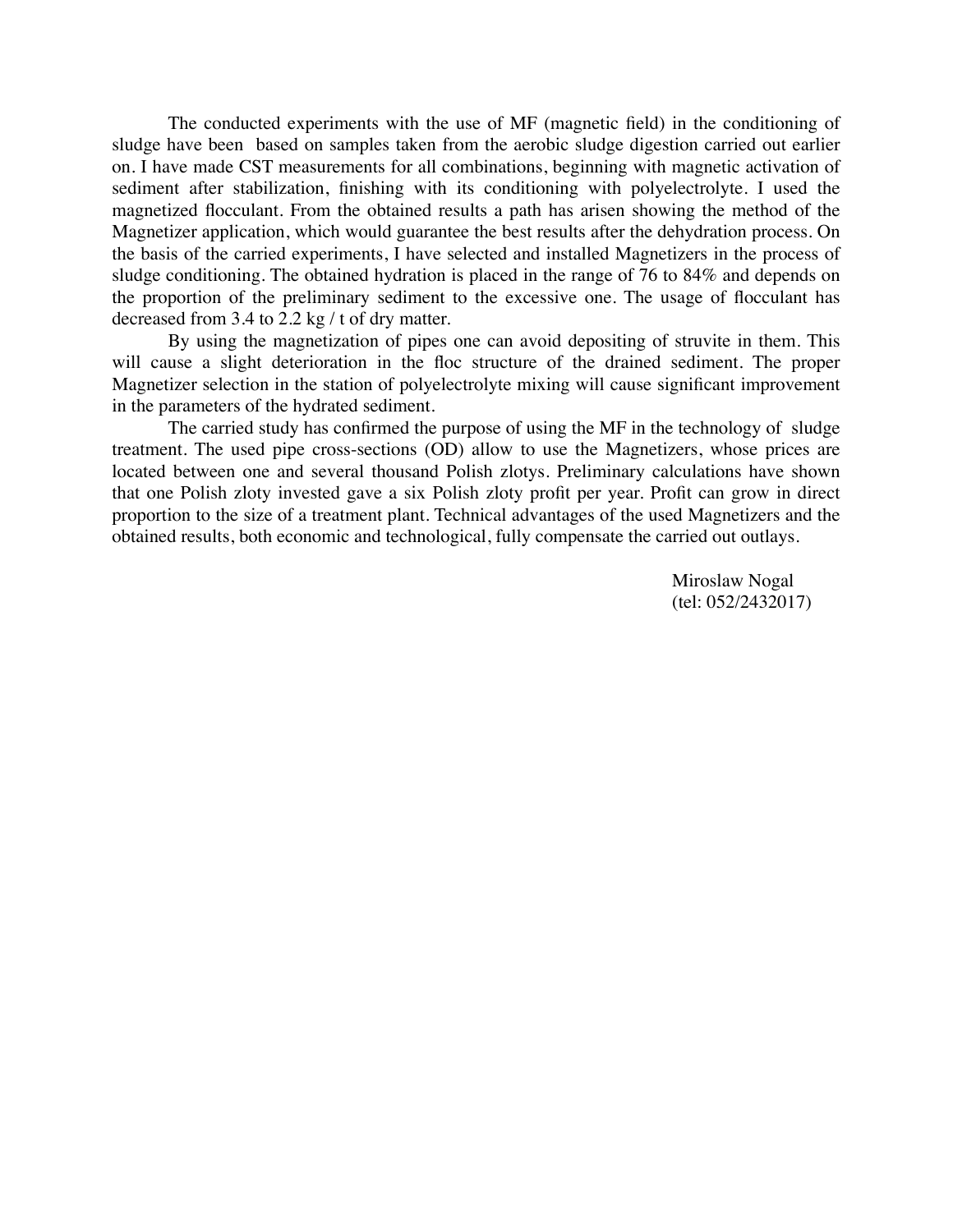The conducted experiments with the use of MF (magnetic field) in the conditioning of sludge have been based on samples taken from the aerobic sludge digestion carried out earlier on. I have made CST measurements for all combinations, beginning with magnetic activation of sediment after stabilization, finishing with its conditioning with polyelectrolyte. I used the magnetized flocculant. From the obtained results a path has arisen showing the method of the Magnetizer application, which would guarantee the best results after the dehydration process. On the basis of the carried experiments, I have selected and installed Magnetizers in the process of sludge conditioning. The obtained hydration is placed in the range of 76 to 84% and depends on the proportion of the preliminary sediment to the excessive one. The usage of flocculant has decreased from 3.4 to 2.2 kg / t of dry matter.

By using the magnetization of pipes one can avoid depositing of struvite in them. This will cause a slight deterioration in the floc structure of the drained sediment. The proper Magnetizer selection in the station of polyelectrolyte mixing will cause significant improvement in the parameters of the hydrated sediment.

The carried study has confirmed the purpose of using the MF in the technology of sludge treatment. The used pipe cross-sections (OD) allow to use the Magnetizers, whose prices are located between one and several thousand Polish zlotys. Preliminary calculations have shown that one Polish zloty invested gave a six Polish zloty profit per year. Profit can grow in direct proportion to the size of a treatment plant. Technical advantages of the used Magnetizers and the obtained results, both economic and technological, fully compensate the carried out outlays.

Miroslaw Nogal
(tel: 052/2432017)